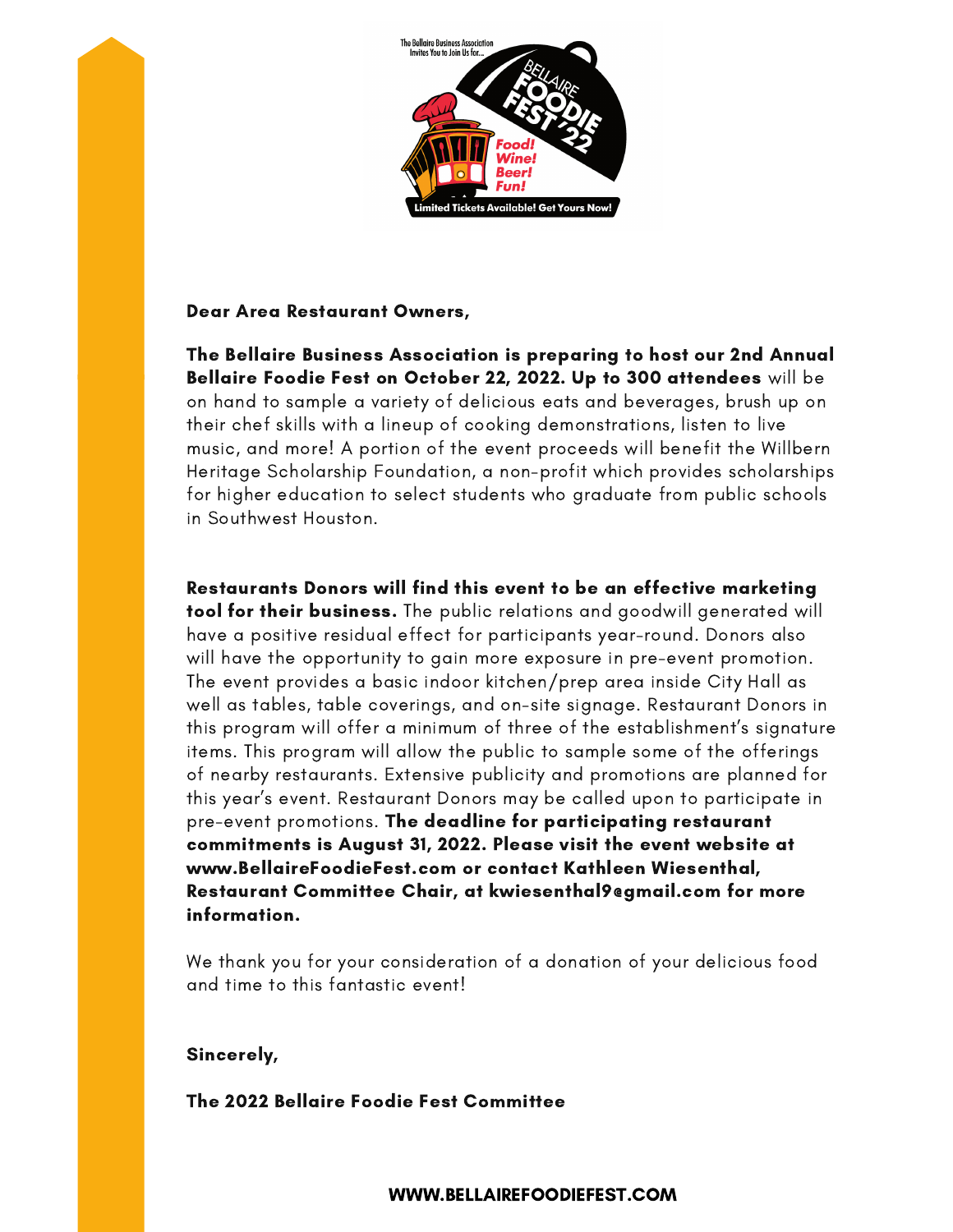**Dear Area Restaurant Owners,**

**The Bellaire Business Association is preparing to host our 2nd Annual Bellaire Foodie Fest on October 22, 2022. Up to 300 attendees** will be on hand to sample a variety of delicious eats and beverages, brush up on their chef skills with a lineup of cooking demonstrations, listen to live music, and more! A portion of the event proceeds will benefit the Willbern Heritage Scholarship Foundation, a non-profit which provides scholarships for higher education to select students who graduate from public schools in Southwest Houston.

**Restaurants Donors will find this event to be an effective marketing tool for their business.** The public relations and goodwill generated will have a positive residual effect for participants year-round. Donors also will have the opportunity to gain more exposure in pre-event promotion. The event provides a basic indoor kitchen/prep area inside City Hall as well as tables, table coverings, and on-site signage. Restaurant Donors in this program will offer a minimum of three of the establishment's signature items. This program will allow the public to sample some of the offerings of nearby restaurants. Extensive publicity and promotions are planned for this year's event. Restaurant Donors may be called upon to participate in pre-event promotions. **The deadline for participating restaurant commitments is August 31, 2022. Please visit the event website at www.BellaireFoodieFest.com or contact Kathleen Wiesenthal, Restaurant Committee Chair, at kwiesenthal9@gmail.com for more information.**

We thank you for your consideration of a donation of your delicious food and time to this fantastic event!

**Sincerely,**

**The 2022 Bellaire Foodie Fest Committee**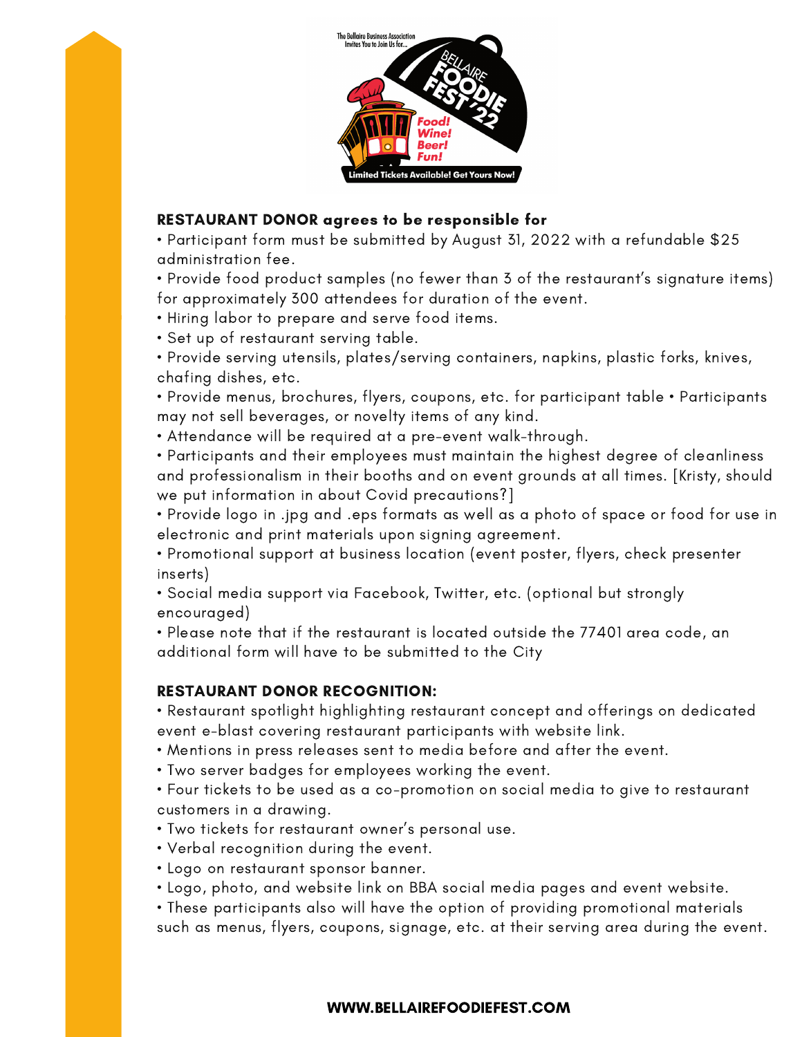The Bellaire Business Association Invites You to Join Us for...

BELLAIRE FOODIE FEST '22

Food! Wine! Beer! Fun!

Limited Tickets Available! Get Yours Now!

## RESTAURANT DONOR agrees to be responsible for

- Participant form must be submitted by August 31, 2022 with a refundable $25 administration fee.
- Provide food product samples (no fewer than 3 of the restaurant's signature items) for approximately 300 attendees for duration of the event.
- Hiring labor to prepare and serve food items.
- Set up of restaurant serving table.
- Provide serving utensils, plates/serving containers, napkins, plastic forks, knives, chafing dishes, etc.
- Provide menus, brochures, flyers, coupons, etc. for participant table • Participants may not sell beverages, or novelty items of any kind.
- Attendance will be required at a pre-event walk-through.
- Participants and their employees must maintain the highest degree of cleanliness and professionalism in their booths and on event grounds at all times. [Kristy, should we put information in about Covid precautions?]
- Provide logo in .jpg and .eps formats as well as a photo of space or food for use in electronic and print materials upon signing agreement.
- Promotional support at business location (event poster, flyers, check presenter inserts)
- Social media support via Facebook, Twitter, etc. (optional but strongly encouraged)
- Please note that if the restaurant is located outside the 77401 area code, an additional form will have to be submitted to the City

## RESTAURANT DONOR RECOGNITION:

- Restaurant spotlight highlighting restaurant concept and offerings on dedicated event e-blast covering restaurant participants with website link.
- Mentions in press releases sent to media before and after the event.
- Two server badges for employees working the event.
- Four tickets to be used as a co-promotion on social media to give to restaurant customers in a drawing.
- Two tickets for restaurant owner's personal use.
- Verbal recognition during the event.
- Logo on restaurant sponsor banner.
- Logo, photo, and website link on BBA social media pages and event website.
- These participants also will have the option of providing promotional materials such as menus, flyers, coupons, signage, etc. at their serving area during the event.

**WWW.BELLAIREFOODIEFEST.COM**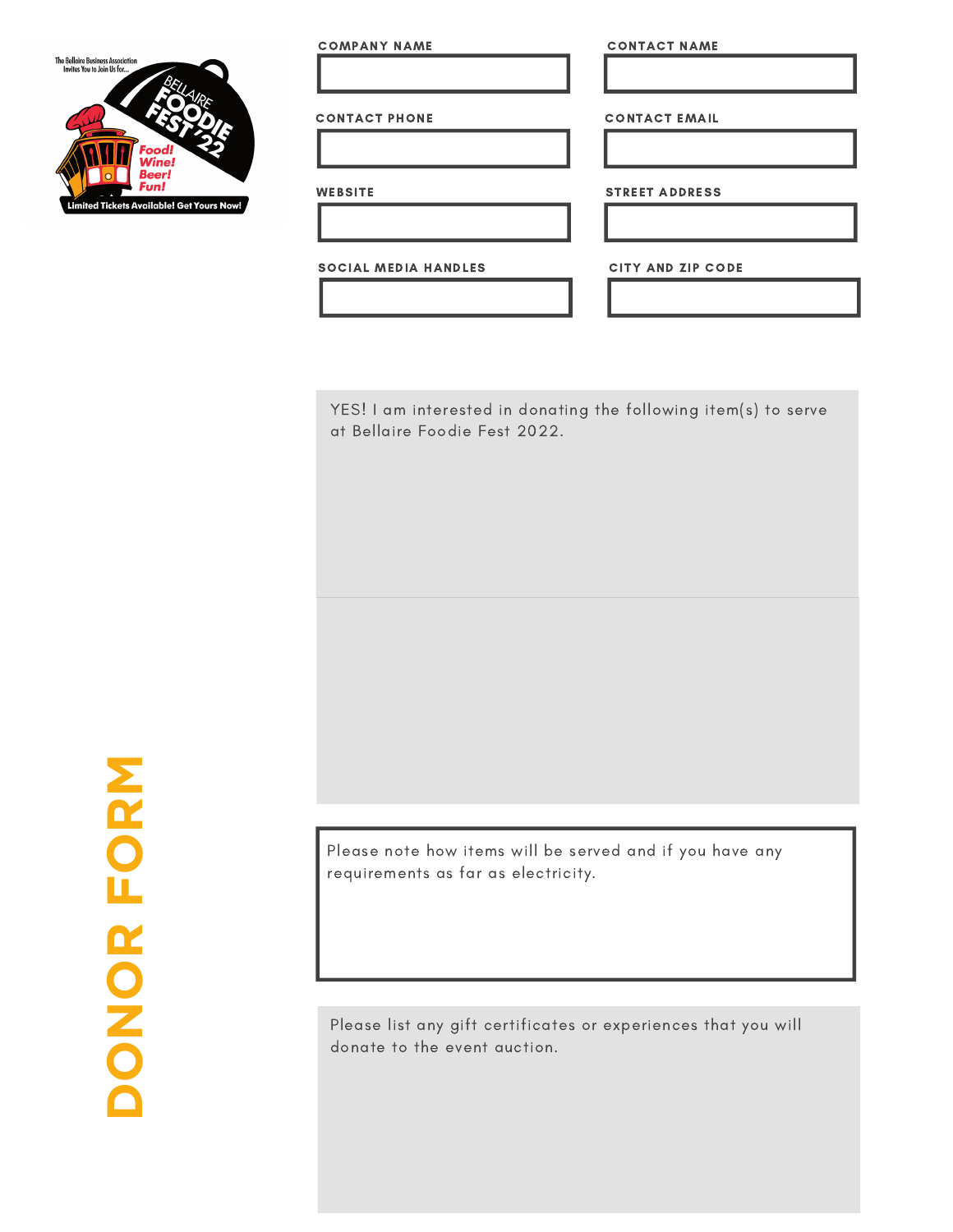The Bellaire Business Association Invites You to Join Us for...

BELLAIRE FOODIE FEST '22

Food! Wine! Beer! Fun!

Limited Tickets Available! Get Yours Now!

# DONOR FORM

**COMPANY NAME**

**CONTACT NAME**

**CONTACT PHONE**

**CONTACT EMAIL**

**WEBSITE**

**STREET ADDRESS**

**SOCIAL MEDIA HANDLES**

**CITY AND ZIP CODE**

YES! I am interested in donating the following item(s) to serve at Bellaire Foodie Fest 2022.

Please note how items will be served and if you have any requirements as far as electricity.

Please list any gift certificates or experiences that you will donate to the event auction.